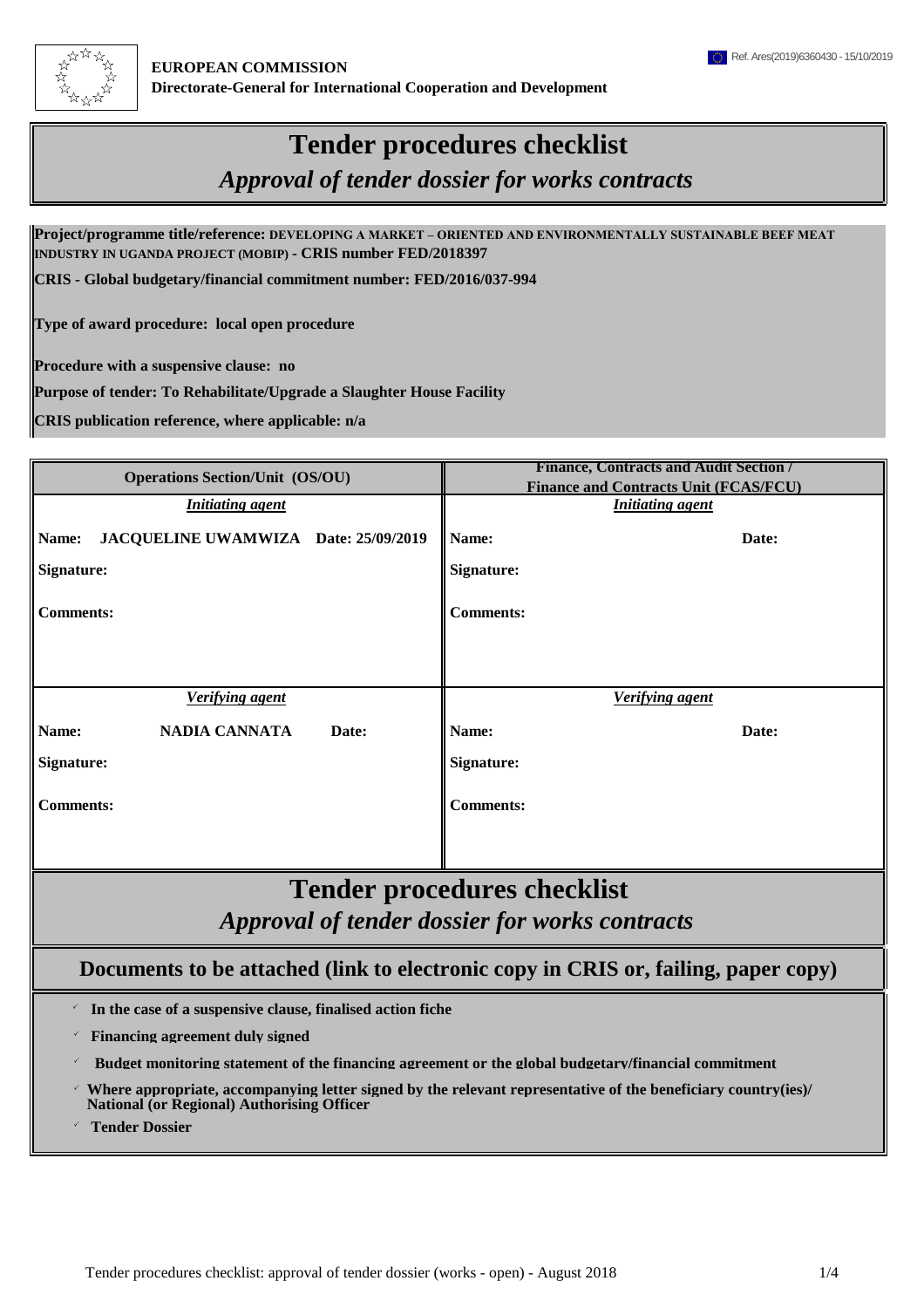**EUROPEAN COMMISSION**
**Directorate-General for International Cooperation and Development**

Ref. Ares(2019)6360430 - 15/10/2019

# Tender procedures checklist

## *Approval of tender dossier for works contracts*

**Project/programme title/reference: DEVELOPING A MARKET – ORIENTED AND ENVIRONMENTALLY SUSTAINABLE BEEF MEAT INDUSTRY IN UGANDA PROJECT (MOBIP) - CRIS number FED/2018397**

**CRIS - Global budgetary/financial commitment number: FED/2016/037-994**

**Type of award procedure: local open procedure**

**Procedure with a suspensive clause: no**

**Purpose of tender: To Rehabilitate/Upgrade a Slaughter House Facility**

**CRIS publication reference, where applicable: n/a**

| Operations Section/Unit (OS/OU) | Finance, Contracts and Audit Section / Finance and Contracts Unit (FCAS/FCU) |
|---|---|
| ***Initiating agent*** | ***Initiating agent*** |
| **Name: JACQUELINE UWAMWIZA Date: 25/09/2019** | **Name: Date:** |
| **Signature:** | **Signature:** |
| **Comments:** | **Comments:** |
| ***Verifying agent*** | ***Verifying agent*** |
| **Name: NADIA CANNATA Date:** | **Name: Date:** |
| **Signature:** | **Signature:** |
| **Comments:** | **Comments:** |

# Tender procedures checklist

## *Approval of tender dossier for works contracts*

## Documents to be attached (link to electronic copy in CRIS or, failing, paper copy)

- **In the case of a suspensive clause, finalised action fiche**
- **Financing agreement duly signed**
- **Budget monitoring statement of the financing agreement or the global budgetary/financial commitment**
- **Where appropriate, accompanying letter signed by the relevant representative of the beneficiary country(ies)/ National (or Regional) Authorising Officer**
- **Tender Dossier**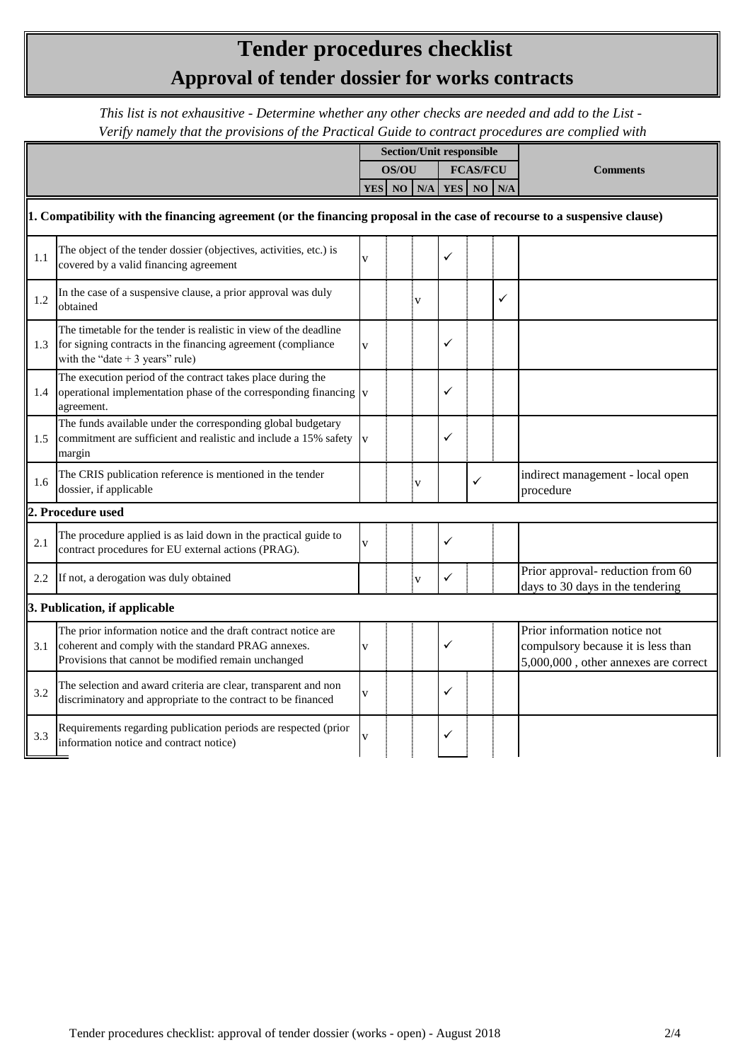# Tender procedures checklist

## Approval of tender dossier for works contracts

*This list is not exhaustive - Determine whether any other checks are needed and add to the List - Verify namely that the provisions of the Practical Guide to contract procedures are complied with*

| | | Section/Unit responsible | | | | | | Comments |
|---|---|---|---|---|---|---|---|---|
| | | OS/OU | | | FCAS/FCU | | | |
| | | YES | NO | N/A | YES | NO | N/A | |
| **1. Compatibility with the financing agreement (or the financing proposal in the case of recourse to a suspensive clause)** | | | | | | | | |
| 1.1 | The object of the tender dossier (objectives, activities, etc.) is covered by a valid financing agreement | v | | | ✓ | | | |
| 1.2 | In the case of a suspensive clause, a prior approval was duly obtained | | | v | | | ✓ | |
| 1.3 | The timetable for the tender is realistic in view of the deadline for signing contracts in the financing agreement (compliance with the "date + 3 years" rule) | v | | | ✓ | | | |
| 1.4 | The execution period of the contract takes place during the operational implementation phase of the corresponding financing agreement. | v | | | ✓ | | | |
| 1.5 | The funds available under the corresponding global budgetary commitment are sufficient and realistic and include a 15% safety margin | v | | | ✓ | | | |
| 1.6 | The CRIS publication reference is mentioned in the tender dossier, if applicable | | | v | | ✓ | | indirect management - local open procedure |
| **2. Procedure used** | | | | | | | | |
| 2.1 | The procedure applied is as laid down in the practical guide to contract procedures for EU external actions (PRAG). | v | | | ✓ | | | |
| 2.2 | If not, a derogation was duly obtained | | | v | ✓ | | | Prior approval- reduction from 60 days to 30 days in the tendering |
| **3. Publication, if applicable** | | | | | | | | |
| 3.1 | The prior information notice and the draft contract notice are coherent and comply with the standard PRAG annexes. Provisions that cannot be modified remain unchanged | v | | | ✓ | | | Prior information notice not compulsory because it is less than 5,000,000 , other annexes are correct |
| 3.2 | The selection and award criteria are clear, transparent and non discriminatory and appropriate to the contract to be financed | v | | | ✓ | | | |
| 3.3 | Requirements regarding publication periods are respected (prior information notice and contract notice) | v | | | ✓ | | | |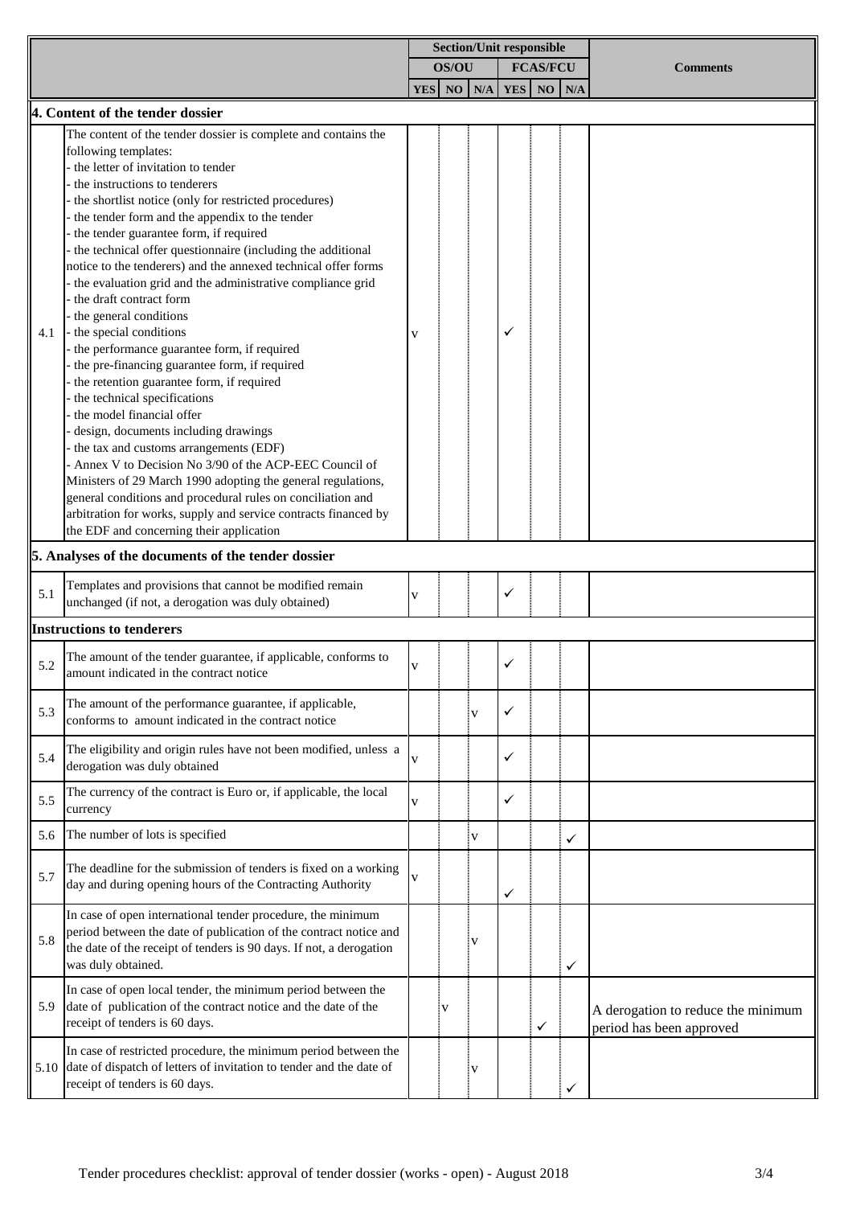| | | Section/Unit responsible | | | | | | Comments |
|---|---|---|---|---|---|---|---|---|
| | | OS/OU | | | FCAS/FCU | | | |
| | | YES | NO | N/A | YES | NO | N/A | |
| **4. Content of the tender dossier** | | | | | | | | |
| 4.1 | The content of the tender dossier is complete and contains the following templates:<br>- the letter of invitation to tender<br>- the instructions to tenderers<br>- the shortlist notice (only for restricted procedures)<br>- the tender form and the appendix to the tender<br>- the tender guarantee form, if required<br>- the technical offer questionnaire (including the additional notice to the tenderers) and the annexed technical offer forms<br>- the evaluation grid and the administrative compliance grid<br>- the draft contract form<br>- the general conditions<br>- the special conditions<br>- the performance guarantee form, if required<br>- the pre-financing guarantee form, if required<br>- the retention guarantee form, if required<br>- the technical specifications<br>- the model financial offer<br>- design, documents including drawings<br>- the tax and customs arrangements (EDF)<br>- Annex V to Decision No 3/90 of the ACP-EEC Council of Ministers of 29 March 1990 adopting the general regulations, general conditions and procedural rules on conciliation and arbitration for works, supply and service contracts financed by the EDF and concerning their application | v | | | ✓ | | | |
| **5. Analyses of the documents of the tender dossier** | | | | | | | | |
| 5.1 | Templates and provisions that cannot be modified remain unchanged (if not, a derogation was duly obtained) | v | | | ✓ | | | |
| **Instructions to tenderers** | | | | | | | | |
| 5.2 | The amount of the tender guarantee, if applicable, conforms to amount indicated in the contract notice | v | | | ✓ | | | |
| 5.3 | The amount of the performance guarantee, if applicable, conforms to amount indicated in the contract notice | | | v | ✓ | | | |
| 5.4 | The eligibility and origin rules have not been modified, unless a derogation was duly obtained | v | | | ✓ | | | |
| 5.5 | The currency of the contract is Euro or, if applicable, the local currency | v | | | ✓ | | | |
| 5.6 | The number of lots is specified | | | v | | | ✓ | |
| 5.7 | The deadline for the submission of tenders is fixed on a working day and during opening hours of the Contracting Authority | v | | | ✓ | | | |
| 5.8 | In case of open international tender procedure, the minimum period between the date of publication of the contract notice and the date of the receipt of tenders is 90 days. If not, a derogation was duly obtained. | | | v | | | ✓ | |
| 5.9 | In case of open local tender, the minimum period between the date of publication of the contract notice and the date of the receipt of tenders is 60 days. | | v | | | ✓ | | A derogation to reduce the minimum period has been approved |
| 5.10 | In case of restricted procedure, the minimum period between the date of dispatch of letters of invitation to tender and the date of receipt of tenders is 60 days. | | | v | | | ✓ | |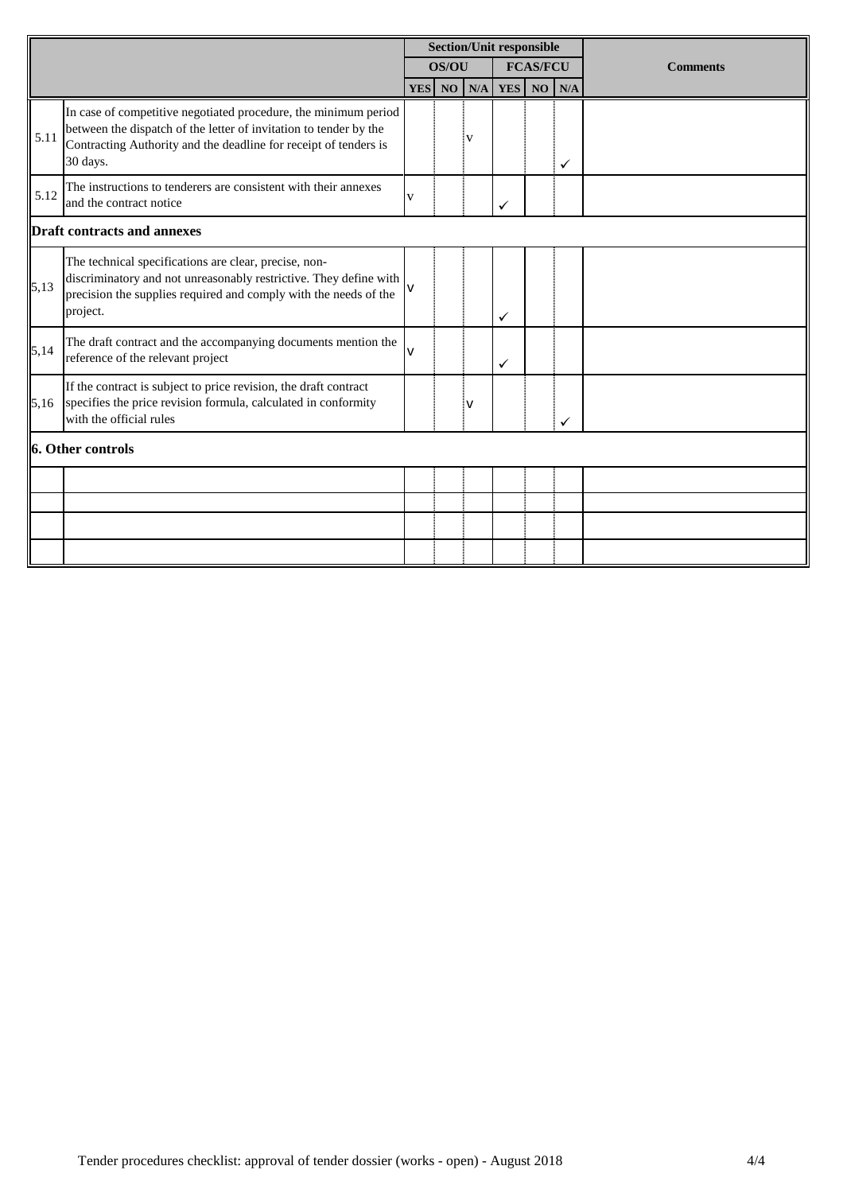| | | Section/Unit responsible | | | | | | Comments |
|---|---|---|---|---|---|---|---|---|
| | | OS/OU | | | FCAS/FCU | | | |
| | | YES | NO | N/A | YES | NO | N/A | |
| 5.11 | In case of competitive negotiated procedure, the minimum period between the dispatch of the letter of invitation to tender by the Contracting Authority and the deadline for receipt of tenders is 30 days. | | | v | | | ✓ | |
| 5.12 | The instructions to tenderers are consistent with their annexes and the contract notice | v | | | ✓ | | | |
| **Draft contracts and annexes** | | | | | | | | |
| 5,13 | The technical specifications are clear, precise, non-discriminatory and not unreasonably restrictive. They define with precision the supplies required and comply with the needs of the project. | v | | | ✓ | | | |
| 5,14 | The draft contract and the accompanying documents mention the reference of the relevant project | v | | | ✓ | | | |
| 5,16 | If the contract is subject to price revision, the draft contract specifies the price revision formula, calculated in conformity with the official rules | | | v | | | ✓ | |
| **6. Other controls** | | | | | | | | |
| | | | | | | | | |
| | | | | | | | | |
| | | | | | | | | |
| | | | | | | | | |